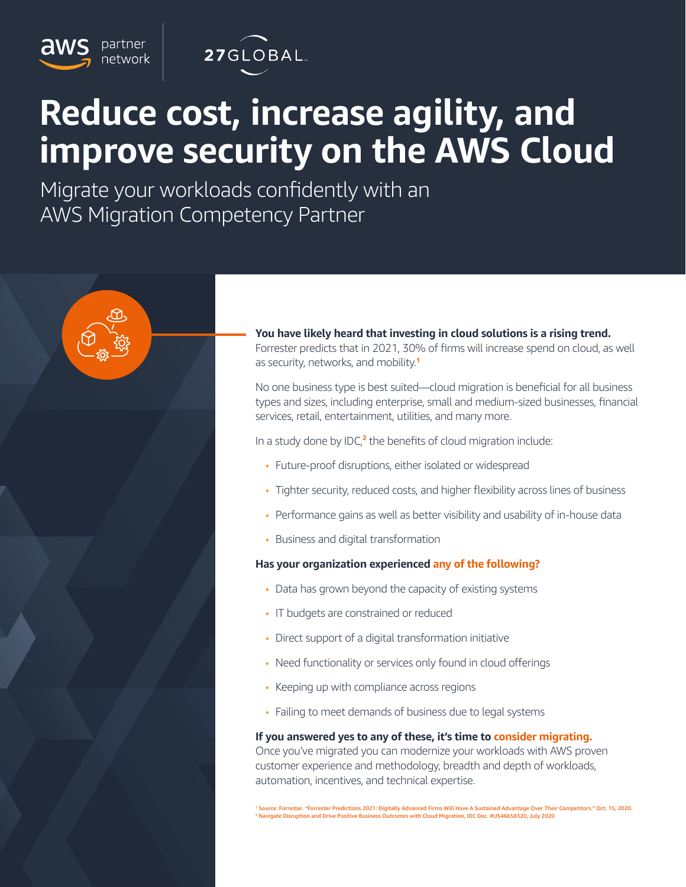aws partner network | 27GLOBAL

# Reduce cost, increase agility, and improve security on the AWS Cloud

Migrate your workloads confidently with an AWS Migration Competency Partner

**You have likely heard that investing in cloud solutions is a rising trend.** Forrester predicts that in 2021, 30% of firms will increase spend on cloud, as well as security, networks, and mobility.[1]

No one business type is best suited—cloud migration is beneficial for all business types and sizes, including enterprise, small and medium-sized businesses, financial services, retail, entertainment, utilities, and many more.

In a study done by IDC,[2] the benefits of cloud migration include:

- Future-proof disruptions, either isolated or widespread
- Tighter security, reduced costs, and higher flexibility across lines of business
- Performance gains as well as better visibility and usability of in-house data
- Business and digital transformation

**Has your organization experienced any of the following?**

- Data has grown beyond the capacity of existing systems
- IT budgets are constrained or reduced
- Direct support of a digital transformation initiative
- Need functionality or services only found in cloud offerings
- Keeping up with compliance across regions
- Failing to meet demands of business due to legal systems

**If you answered yes to any of these, it's time to consider migrating.**
Once you've migrated you can modernize your workloads with AWS proven customer experience and methodology, breadth and depth of workloads, automation, incentives, and technical expertise.

[1] Source: Forrester. "Forrester Predictions 2021: Digitally Advanced Firms Will Have A Sustained Advantage Over Their Competitors." Oct. 15, 2020.
[2] Navigate Disruption and Drive Positive Business Outcomes with Cloud Migration, IDC Doc. #US46658320, July 2020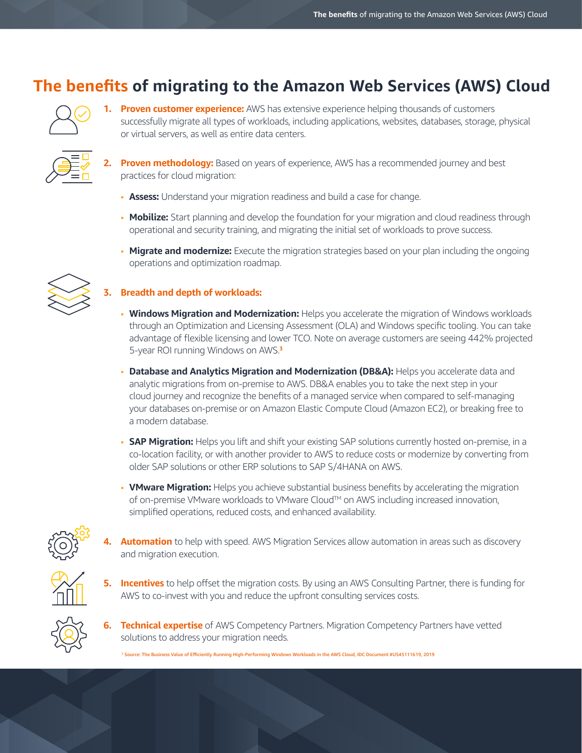# The benefits of migrating to the Amazon Web Services (AWS) Cloud

1. **Proven customer experience:** AWS has extensive experience helping thousands of customers successfully migrate all types of workloads, including applications, websites, databases, storage, physical or virtual servers, as well as entire data centers.

2. **Proven methodology:** Based on years of experience, AWS has a recommended journey and best practices for cloud migration:

   - **Assess:** Understand your migration readiness and build a case for change.
   - **Mobilize:** Start planning and develop the foundation for your migration and cloud readiness through operational and security training, and migrating the initial set of workloads to prove success.
   - **Migrate and modernize:** Execute the migration strategies based on your plan including the ongoing operations and optimization roadmap.

3. **Breadth and depth of workloads:**

   - **Windows Migration and Modernization:** Helps you accelerate the migration of Windows workloads through an Optimization and Licensing Assessment (OLA) and Windows specific tooling. You can take advantage of flexible licensing and lower TCO. Note on average customers are seeing 442% projected 5-year ROI running Windows on AWS.[3]
   - **Database and Analytics Migration and Modernization (DB&A):** Helps you accelerate data and analytic migrations from on-premise to AWS. DB&A enables you to take the next step in your cloud journey and recognize the benefits of a managed service when compared to self-managing your databases on-premise or on Amazon Elastic Compute Cloud (Amazon EC2), or breaking free to a modern database.
   - **SAP Migration:** Helps you lift and shift your existing SAP solutions currently hosted on-premise, in a co-location facility, or with another provider to AWS to reduce costs or modernize by converting from older SAP solutions or other ERP solutions to SAP S/4HANA on AWS.
   - **VMware Migration:** Helps you achieve substantial business benefits by accelerating the migration of on-premise VMware workloads to VMware Cloud™ on AWS including increased innovation, simplified operations, reduced costs, and enhanced availability.

4. **Automation** to help with speed. AWS Migration Services allow automation in areas such as discovery and migration execution.

5. **Incentives** to help offset the migration costs. By using an AWS Consulting Partner, there is funding for AWS to co-invest with you and reduce the upfront consulting services costs.

6. **Technical expertise** of AWS Competency Partners. Migration Competency Partners have vetted solutions to address your migration needs.

[3] Source: The Business Value of Efficiently Running High-Performing Windows Workloads in the AWS Cloud, IDC Document #US45111619, 2019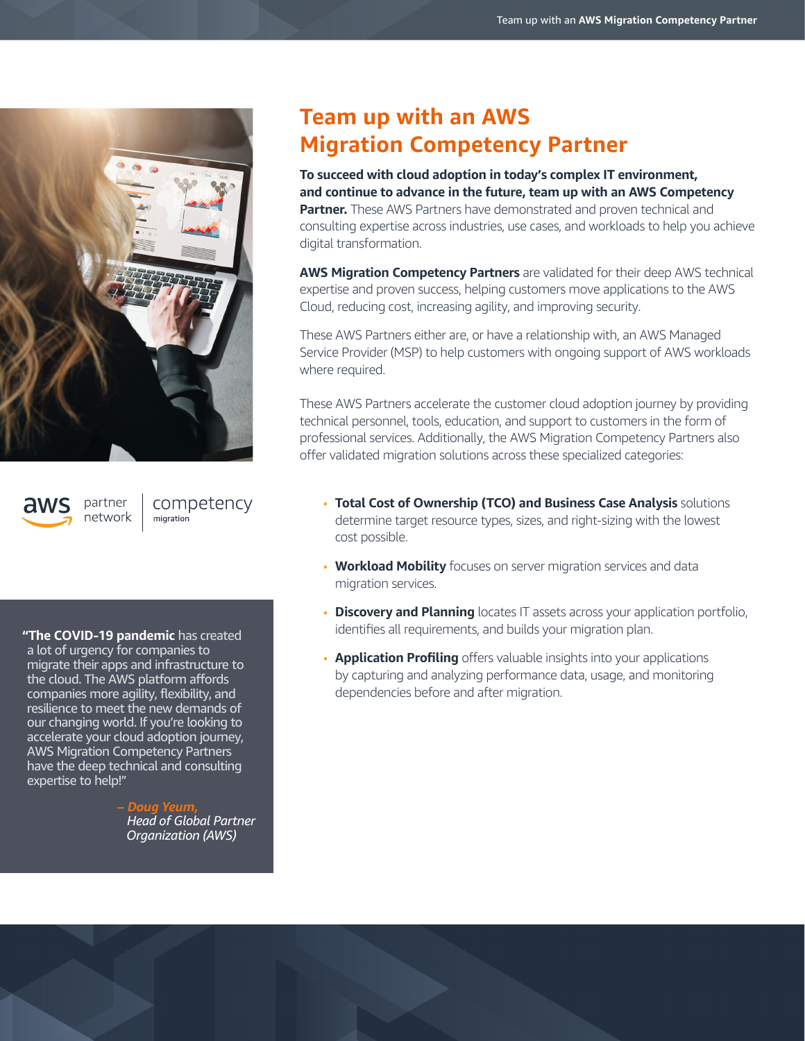# Team up with an AWS Migration Competency Partner

**To succeed with cloud adoption in today's complex IT environment, and continue to advance in the future, team up with an AWS Competency Partner.** These AWS Partners have demonstrated and proven technical and consulting expertise across industries, use cases, and workloads to help you achieve digital transformation.

**AWS Migration Competency Partners** are validated for their deep AWS technical expertise and proven success, helping customers move applications to the AWS Cloud, reducing cost, increasing agility, and improving security.

These AWS Partners either are, or have a relationship with, an AWS Managed Service Provider (MSP) to help customers with ongoing support of AWS workloads where required.

These AWS Partners accelerate the customer cloud adoption journey by providing technical personnel, tools, education, and support to customers in the form of professional services. Additionally, the AWS Migration Competency Partners also offer validated migration solutions across these specialized categories:

- **Total Cost of Ownership (TCO) and Business Case Analysis** solutions determine target resource types, sizes, and right-sizing with the lowest cost possible.
- **Workload Mobility** focuses on server migration services and data migration services.
- **Discovery and Planning** locates IT assets across your application portfolio, identifies all requirements, and builds your migration plan.
- **Application Profiling** offers valuable insights into your applications by capturing and analyzing performance data, usage, and monitoring dependencies before and after migration.

aws partner network | competency migration

"**The COVID-19 pandemic** has created a lot of urgency for companies to migrate their apps and infrastructure to the cloud. The AWS platform affords companies more agility, flexibility, and resilience to meet the new demands of our changing world. If you're looking to accelerate your cloud adoption journey, AWS Migration Competency Partners have the deep technical and consulting expertise to help!"

*– Doug Yeum, Head of Global Partner Organization (AWS)*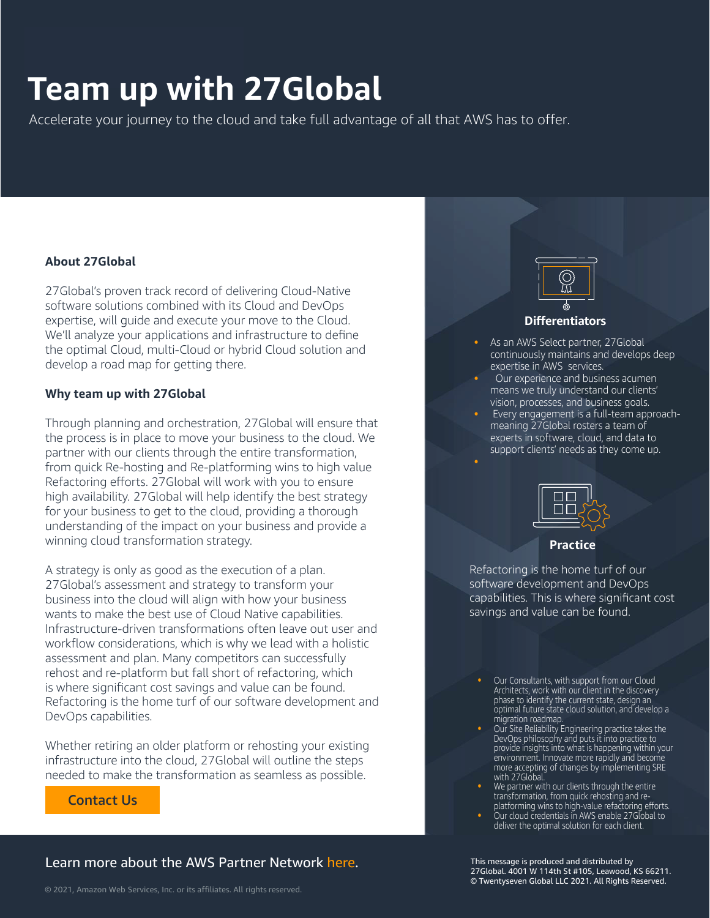# Team up with 27Global

Accelerate your journey to the cloud and take full advantage of all that AWS has to offer.

### About 27Global

27Global's proven track record of delivering Cloud-Native software solutions combined with its Cloud and DevOps expertise, will guide and execute your move to the Cloud. We'll analyze your applications and infrastructure to define the optimal Cloud, multi-Cloud or hybrid Cloud solution and develop a road map for getting there.

### Why team up with 27Global

Through planning and orchestration, 27Global will ensure that the process is in place to move your business to the cloud. We partner with our clients through the entire transformation, from quick Re-hosting and Re-platforming wins to high value Refactoring efforts. 27Global will work with you to ensure high availability. 27Global will help identify the best strategy for your business to get to the cloud, providing a thorough understanding of the impact on your business and provide a winning cloud transformation strategy.

A strategy is only as good as the execution of a plan. 27Global's assessment and strategy to transform your business into the cloud will align with how your business wants to make the best use of Cloud Native capabilities. Infrastructure-driven transformations often leave out user and workflow considerations, which is why we lead with a holistic assessment and plan. Many competitors can successfully rehost and re-platform but fall short of refactoring, which is where significant cost savings and value can be found. Refactoring is the home turf of our software development and DevOps capabilities.

Whether retiring an older platform or rehosting your existing infrastructure into the cloud, 27Global will outline the steps needed to make the transformation as seamless as possible.

Contact Us

### Differentiators

- As an AWS Select partner, 27Global continuously maintains and develops deep expertise in AWS services.
- Our experience and business acumen means we truly understand our clients' vision, processes, and business goals.
- Every engagement is a full-team approach- meaning 27Global rosters a team of experts in software, cloud, and data to support clients' needs as they come up.

### Practice

Refactoring is the home turf of our software development and DevOps capabilities. This is where significant cost savings and value can be found.

- Our Consultants, with support from our Cloud Architects, work with our client in the discovery phase to identify the current state, design an optimal future state cloud solution, and develop a migration roadmap.
- Our Site Reliability Engineering practice takes the DevOps philosophy and puts it into practice to provide insights into what is happening within your environment. Innovate more rapidly and become more accepting of changes by implementing SRE with 27Global.
- We partner with our clients through the entire transformation, from quick rehosting and re-platforming wins to high-value refactoring efforts.
- Our cloud credentials in AWS enable 27Global to deliver the optimal solution for each client.

Learn more about the AWS Partner Network here.

This message is produced and distributed by 27Global. 4001 W 114th St #105, Leawood, KS 66211. © Twentyseven Global LLC 2021. All Rights Reserved.

© 2021, Amazon Web Services, Inc. or its affiliates. All rights reserved.